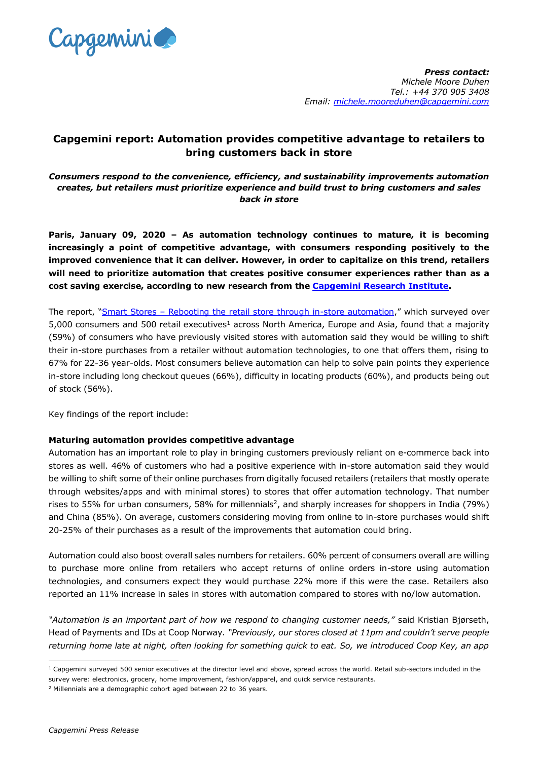**Press contact:**
*Michele Moore Duhen*
*Tel.: +44 370 905 3408*
*Email: michele.mooreduhen@capgemini.com*

# Capgemini report: Automation provides competitive advantage to retailers to bring customers back in store

***Consumers respond to the convenience, efficiency, and sustainability improvements automation creates, but retailers must prioritize experience and build trust to bring customers and sales back in store***

**Paris, January 09, 2020 – As automation technology continues to mature, it is becoming increasingly a point of competitive advantage, with consumers responding positively to the improved convenience that it can deliver. However, in order to capitalize on this trend, retailers will need to prioritize automation that creates positive consumer experiences rather than as a cost saving exercise, according to new research from the Capgemini Research Institute.**

The report, "Smart Stores – Rebooting the retail store through in-store automation," which surveyed over 5,000 consumers and 500 retail executives[1] across North America, Europe and Asia, found that a majority (59%) of consumers who have previously visited stores with automation said they would be willing to shift their in-store purchases from a retailer without automation technologies, to one that offers them, rising to 67% for 22-36 year-olds. Most consumers believe automation can help to solve pain points they experience in-store including long checkout queues (66%), difficulty in locating products (60%), and products being out of stock (56%).

Key findings of the report include:

**Maturing automation provides competitive advantage**

Automation has an important role to play in bringing customers previously reliant on e-commerce back into stores as well. 46% of customers who had a positive experience with in-store automation said they would be willing to shift some of their online purchases from digitally focused retailers (retailers that mostly operate through websites/apps and with minimal stores) to stores that offer automation technology. That number rises to 55% for urban consumers, 58% for millennials[2], and sharply increases for shoppers in India (79%) and China (85%). On average, customers considering moving from online to in-store purchases would shift 20-25% of their purchases as a result of the improvements that automation could bring.

Automation could also boost overall sales numbers for retailers. 60% percent of consumers overall are willing to purchase more online from retailers who accept returns of online orders in-store using automation technologies, and consumers expect they would purchase 22% more if this were the case. Retailers also reported an 11% increase in sales in stores with automation compared to stores with no/low automation.

*"Automation is an important part of how we respond to changing customer needs,"* said Kristian Bjørseth, Head of Payments and IDs at Coop Norway. *"Previously, our stores closed at 11pm and couldn't serve people returning home late at night, often looking for something quick to eat. So, we introduced Coop Key, an app*

---

[1] Capgemini surveyed 500 senior executives at the director level and above, spread across the world. Retail sub-sectors included in the survey were: electronics, grocery, home improvement, fashion/apparel, and quick service restaurants.

[2] Millennials are a demographic cohort aged between 22 to 36 years.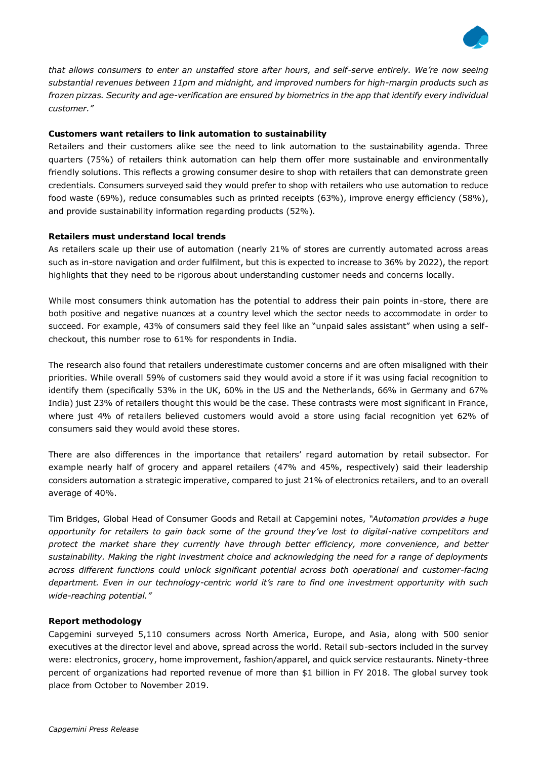*that allows consumers to enter an unstaffed store after hours, and self-serve entirely. We're now seeing substantial revenues between 11pm and midnight, and improved numbers for high-margin products such as frozen pizzas. Security and age-verification are ensured by biometrics in the app that identify every individual customer."*

**Customers want retailers to link automation to sustainability**

Retailers and their customers alike see the need to link automation to the sustainability agenda. Three quarters (75%) of retailers think automation can help them offer more sustainable and environmentally friendly solutions. This reflects a growing consumer desire to shop with retailers that can demonstrate green credentials. Consumers surveyed said they would prefer to shop with retailers who use automation to reduce food waste (69%), reduce consumables such as printed receipts (63%), improve energy efficiency (58%), and provide sustainability information regarding products (52%).

**Retailers must understand local trends**

As retailers scale up their use of automation (nearly 21% of stores are currently automated across areas such as in-store navigation and order fulfilment, but this is expected to increase to 36% by 2022), the report highlights that they need to be rigorous about understanding customer needs and concerns locally.

While most consumers think automation has the potential to address their pain points in-store, there are both positive and negative nuances at a country level which the sector needs to accommodate in order to succeed. For example, 43% of consumers said they feel like an "unpaid sales assistant" when using a self-checkout, this number rose to 61% for respondents in India.

The research also found that retailers underestimate customer concerns and are often misaligned with their priorities. While overall 59% of customers said they would avoid a store if it was using facial recognition to identify them (specifically 53% in the UK, 60% in the US and the Netherlands, 66% in Germany and 67% India) just 23% of retailers thought this would be the case. These contrasts were most significant in France, where just 4% of retailers believed customers would avoid a store using facial recognition yet 62% of consumers said they would avoid these stores.

There are also differences in the importance that retailers' regard automation by retail subsector. For example nearly half of grocery and apparel retailers (47% and 45%, respectively) said their leadership considers automation a strategic imperative, compared to just 21% of electronics retailers, and to an overall average of 40%.

Tim Bridges, Global Head of Consumer Goods and Retail at Capgemini notes, *"Automation provides a huge opportunity for retailers to gain back some of the ground they've lost to digital-native competitors and protect the market share they currently have through better efficiency, more convenience, and better sustainability. Making the right investment choice and acknowledging the need for a range of deployments across different functions could unlock significant potential across both operational and customer-facing department. Even in our technology-centric world it's rare to find one investment opportunity with such wide-reaching potential."*

**Report methodology**

Capgemini surveyed 5,110 consumers across North America, Europe, and Asia, along with 500 senior executives at the director level and above, spread across the world. Retail sub-sectors included in the survey were: electronics, grocery, home improvement, fashion/apparel, and quick service restaurants. Ninety-three percent of organizations had reported revenue of more than $1 billion in FY 2018. The global survey took place from October to November 2019.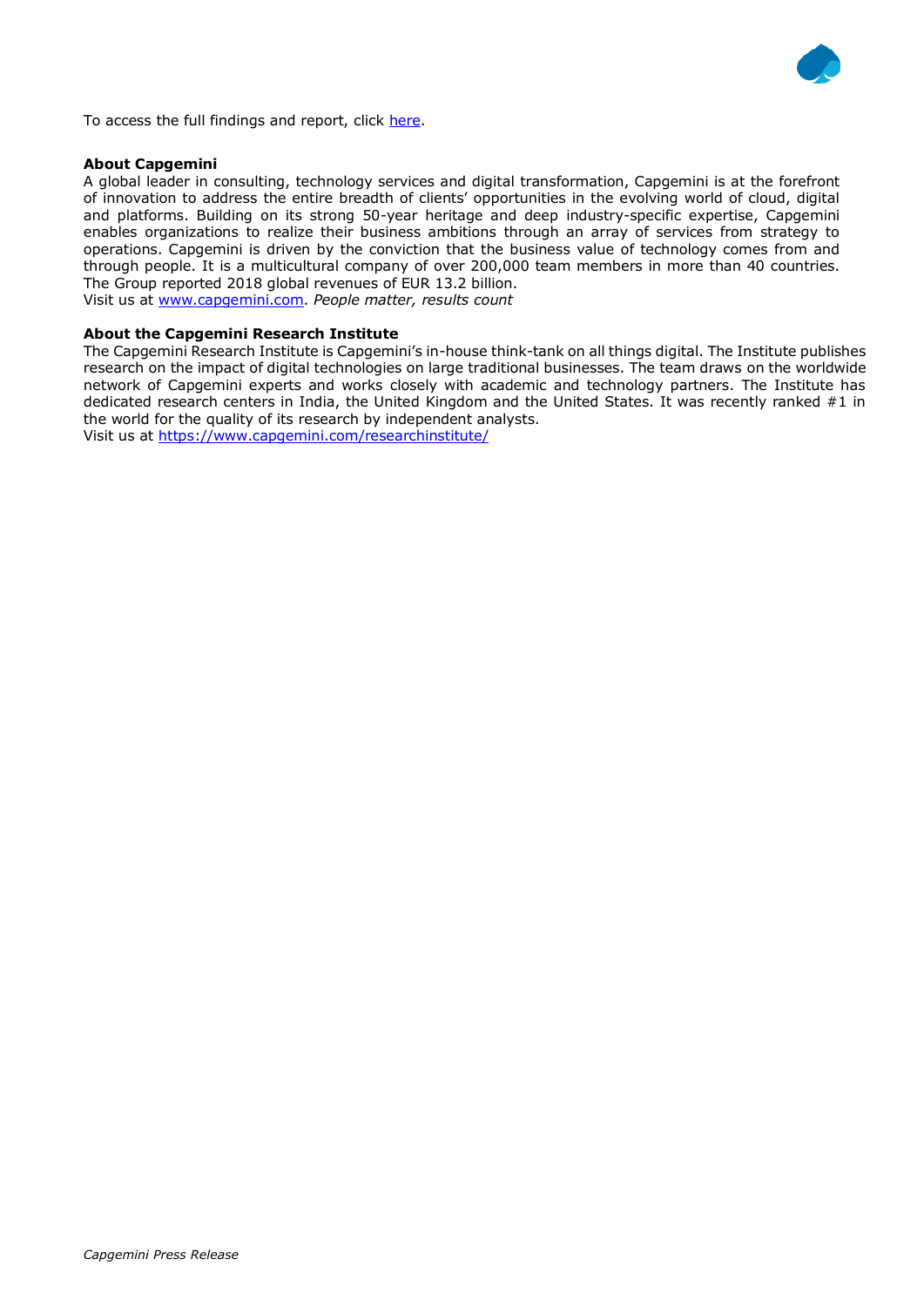To access the full findings and report, click [here](#).

**About Capgemini**

A global leader in consulting, technology services and digital transformation, Capgemini is at the forefront of innovation to address the entire breadth of clients' opportunities in the evolving world of cloud, digital and platforms. Building on its strong 50-year heritage and deep industry-specific expertise, Capgemini enables organizations to realize their business ambitions through an array of services from strategy to operations. Capgemini is driven by the conviction that the business value of technology comes from and through people. It is a multicultural company of over 200,000 team members in more than 40 countries. The Group reported 2018 global revenues of EUR 13.2 billion.
Visit us at [www.capgemini.com](www.capgemini.com). *People matter, results count*

**About the Capgemini Research Institute**

The Capgemini Research Institute is Capgemini's in-house think-tank on all things digital. The Institute publishes research on the impact of digital technologies on large traditional businesses. The team draws on the worldwide network of Capgemini experts and works closely with academic and technology partners. The Institute has dedicated research centers in India, the United Kingdom and the United States. It was recently ranked #1 in the world for the quality of its research by independent analysts.
Visit us at [https://www.capgemini.com/researchinstitute/](https://www.capgemini.com/researchinstitute/)